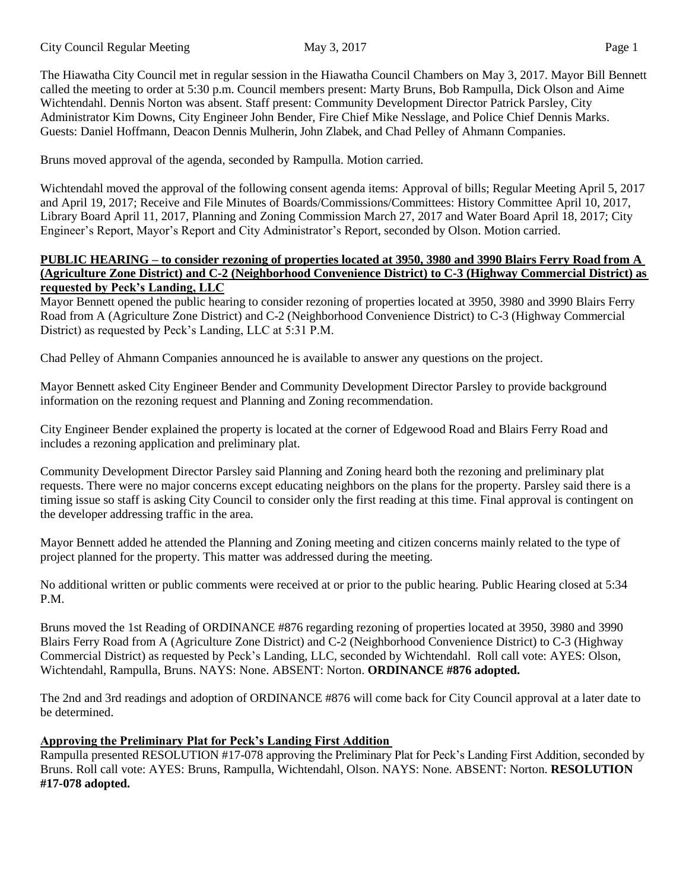The Hiawatha City Council met in regular session in the Hiawatha Council Chambers on May 3, 2017. Mayor Bill Bennett called the meeting to order at 5:30 p.m. Council members present: Marty Bruns, Bob Rampulla, Dick Olson and Aime Wichtendahl. Dennis Norton was absent. Staff present: Community Development Director Patrick Parsley, City Administrator Kim Downs, City Engineer John Bender, Fire Chief Mike Nesslage, and Police Chief Dennis Marks. Guests: Daniel Hoffmann, Deacon Dennis Mulherin, John Zlabek, and Chad Pelley of Ahmann Companies.

Bruns moved approval of the agenda, seconded by Rampulla. Motion carried.

Wichtendahl moved the approval of the following consent agenda items: Approval of bills; Regular Meeting April 5, 2017 and April 19, 2017; Receive and File Minutes of Boards/Commissions/Committees: History Committee April 10, 2017, Library Board April 11, 2017, Planning and Zoning Commission March 27, 2017 and Water Board April 18, 2017; City Engineer's Report, Mayor's Report and City Administrator's Report, seconded by Olson. Motion carried.

**PUBLIC HEARING – to consider rezoning of properties located at 3950, 3980 and 3990 Blairs Ferry Road from A (Agriculture Zone District) and C-2 (Neighborhood Convenience District) to C-3 (Highway Commercial District) as requested by Peck's Landing, LLC**

Mayor Bennett opened the public hearing to consider rezoning of properties located at 3950, 3980 and 3990 Blairs Ferry Road from A (Agriculture Zone District) and C-2 (Neighborhood Convenience District) to C-3 (Highway Commercial District) as requested by Peck's Landing, LLC at 5:31 P.M.

Chad Pelley of Ahmann Companies announced he is available to answer any questions on the project.

Mayor Bennett asked City Engineer Bender and Community Development Director Parsley to provide background information on the rezoning request and Planning and Zoning recommendation.

City Engineer Bender explained the property is located at the corner of Edgewood Road and Blairs Ferry Road and includes a rezoning application and preliminary plat.

Community Development Director Parsley said Planning and Zoning heard both the rezoning and preliminary plat requests. There were no major concerns except educating neighbors on the plans for the property. Parsley said there is a timing issue so staff is asking City Council to consider only the first reading at this time. Final approval is contingent on the developer addressing traffic in the area.

Mayor Bennett added he attended the Planning and Zoning meeting and citizen concerns mainly related to the type of project planned for the property. This matter was addressed during the meeting.

No additional written or public comments were received at or prior to the public hearing. Public Hearing closed at 5:34 P.M.

Bruns moved the 1st Reading of ORDINANCE #876 regarding rezoning of properties located at 3950, 3980 and 3990 Blairs Ferry Road from A (Agriculture Zone District) and C-2 (Neighborhood Convenience District) to C-3 (Highway Commercial District) as requested by Peck's Landing, LLC, seconded by Wichtendahl. Roll call vote: AYES: Olson, Wichtendahl, Rampulla, Bruns. NAYS: None. ABSENT: Norton. **ORDINANCE #876 adopted.**

The 2nd and 3rd readings and adoption of ORDINANCE #876 will come back for City Council approval at a later date to be determined.

**Approving the Preliminary Plat for Peck's Landing First Addition**

Rampulla presented RESOLUTION #17-078 approving the Preliminary Plat for Peck's Landing First Addition, seconded by Bruns. Roll call vote: AYES: Bruns, Rampulla, Wichtendahl, Olson. NAYS: None. ABSENT: Norton. **RESOLUTION #17-078 adopted.**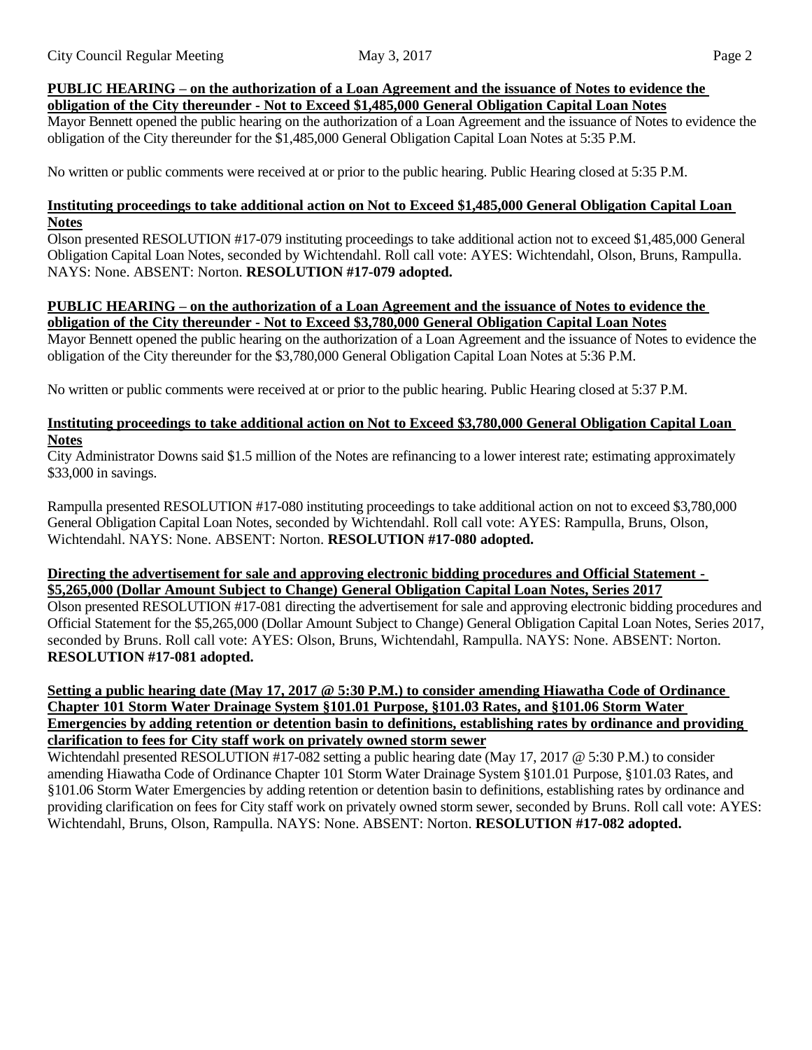**PUBLIC HEARING – on the authorization of a Loan Agreement and the issuance of Notes to evidence the obligation of the City thereunder - Not to Exceed $1,485,000 General Obligation Capital Loan Notes**

Mayor Bennett opened the public hearing on the authorization of a Loan Agreement and the issuance of Notes to evidence the obligation of the City thereunder for the $1,485,000 General Obligation Capital Loan Notes at 5:35 P.M.

No written or public comments were received at or prior to the public hearing. Public Hearing closed at 5:35 P.M.

**Instituting proceedings to take additional action on Not to Exceed $1,485,000 General Obligation Capital Loan Notes**

Olson presented RESOLUTION #17-079 instituting proceedings to take additional action not to exceed $1,485,000 General Obligation Capital Loan Notes, seconded by Wichtendahl. Roll call vote: AYES: Wichtendahl, Olson, Bruns, Rampulla. NAYS: None. ABSENT: Norton. **RESOLUTION #17-079 adopted.**

**PUBLIC HEARING – on the authorization of a Loan Agreement and the issuance of Notes to evidence the obligation of the City thereunder - Not to Exceed $3,780,000 General Obligation Capital Loan Notes**

Mayor Bennett opened the public hearing on the authorization of a Loan Agreement and the issuance of Notes to evidence the obligation of the City thereunder for the $3,780,000 General Obligation Capital Loan Notes at 5:36 P.M.

No written or public comments were received at or prior to the public hearing. Public Hearing closed at 5:37 P.M.

**Instituting proceedings to take additional action on Not to Exceed $3,780,000 General Obligation Capital Loan Notes**

City Administrator Downs said $1.5 million of the Notes are refinancing to a lower interest rate; estimating approximately $33,000 in savings.

Rampulla presented RESOLUTION #17-080 instituting proceedings to take additional action on not to exceed $3,780,000 General Obligation Capital Loan Notes, seconded by Wichtendahl. Roll call vote: AYES: Rampulla, Bruns, Olson, Wichtendahl. NAYS: None. ABSENT: Norton. **RESOLUTION #17-080 adopted.**

**Directing the advertisement for sale and approving electronic bidding procedures and Official Statement - $5,265,000 (Dollar Amount Subject to Change) General Obligation Capital Loan Notes, Series 2017**

Olson presented RESOLUTION #17-081 directing the advertisement for sale and approving electronic bidding procedures and Official Statement for the $5,265,000 (Dollar Amount Subject to Change) General Obligation Capital Loan Notes, Series 2017, seconded by Bruns. Roll call vote: AYES: Olson, Bruns, Wichtendahl, Rampulla. NAYS: None. ABSENT: Norton. **RESOLUTION #17-081 adopted.**

**Setting a public hearing date (May 17, 2017 @ 5:30 P.M.) to consider amending Hiawatha Code of Ordinance Chapter 101 Storm Water Drainage System §101.01 Purpose, §101.03 Rates, and §101.06 Storm Water Emergencies by adding retention or detention basin to definitions, establishing rates by ordinance and providing clarification to fees for City staff work on privately owned storm sewer**

Wichtendahl presented RESOLUTION #17-082 setting a public hearing date (May 17, 2017 @ 5:30 P.M.) to consider amending Hiawatha Code of Ordinance Chapter 101 Storm Water Drainage System §101.01 Purpose, §101.03 Rates, and §101.06 Storm Water Emergencies by adding retention or detention basin to definitions, establishing rates by ordinance and providing clarification on fees for City staff work on privately owned storm sewer, seconded by Bruns. Roll call vote: AYES: Wichtendahl, Bruns, Olson, Rampulla. NAYS: None. ABSENT: Norton. **RESOLUTION #17-082 adopted.**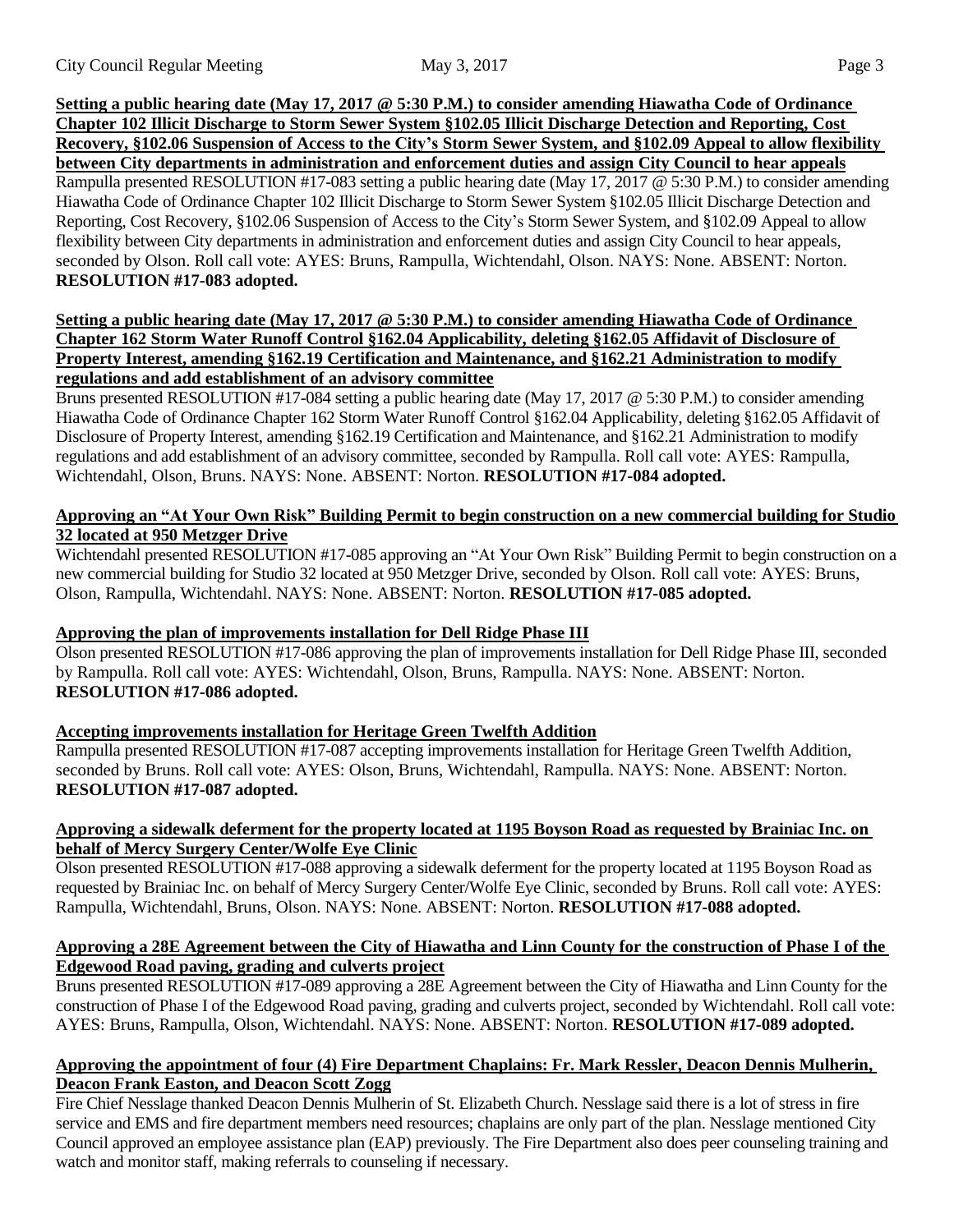**Setting a public hearing date (May 17, 2017 @ 5:30 P.M.) to consider amending Hiawatha Code of Ordinance Chapter 102 Illicit Discharge to Storm Sewer System §102.05 Illicit Discharge Detection and Reporting, Cost Recovery, §102.06 Suspension of Access to the City's Storm Sewer System, and §102.09 Appeal to allow flexibility between City departments in administration and enforcement duties and assign City Council to hear appeals**

Rampulla presented RESOLUTION #17-083 setting a public hearing date (May 17, 2017 @ 5:30 P.M.) to consider amending Hiawatha Code of Ordinance Chapter 102 Illicit Discharge to Storm Sewer System §102.05 Illicit Discharge Detection and Reporting, Cost Recovery, §102.06 Suspension of Access to the City's Storm Sewer System, and §102.09 Appeal to allow flexibility between City departments in administration and enforcement duties and assign City Council to hear appeals, seconded by Olson. Roll call vote: AYES: Bruns, Rampulla, Wichtendahl, Olson. NAYS: None. ABSENT: Norton. **RESOLUTION #17-083 adopted.**

**Setting a public hearing date (May 17, 2017 @ 5:30 P.M.) to consider amending Hiawatha Code of Ordinance Chapter 162 Storm Water Runoff Control §162.04 Applicability, deleting §162.05 Affidavit of Disclosure of Property Interest, amending §162.19 Certification and Maintenance, and §162.21 Administration to modify regulations and add establishment of an advisory committee**

Bruns presented RESOLUTION #17-084 setting a public hearing date (May 17, 2017 @ 5:30 P.M.) to consider amending Hiawatha Code of Ordinance Chapter 162 Storm Water Runoff Control §162.04 Applicability, deleting §162.05 Affidavit of Disclosure of Property Interest, amending §162.19 Certification and Maintenance, and §162.21 Administration to modify regulations and add establishment of an advisory committee, seconded by Rampulla. Roll call vote: AYES: Rampulla, Wichtendahl, Olson, Bruns. NAYS: None. ABSENT: Norton. **RESOLUTION #17-084 adopted.**

**Approving an "At Your Own Risk" Building Permit to begin construction on a new commercial building for Studio 32 located at 950 Metzger Drive**

Wichtendahl presented RESOLUTION #17-085 approving an "At Your Own Risk" Building Permit to begin construction on a new commercial building for Studio 32 located at 950 Metzger Drive, seconded by Olson. Roll call vote: AYES: Bruns, Olson, Rampulla, Wichtendahl. NAYS: None. ABSENT: Norton. **RESOLUTION #17-085 adopted.**

**Approving the plan of improvements installation for Dell Ridge Phase III**

Olson presented RESOLUTION #17-086 approving the plan of improvements installation for Dell Ridge Phase III, seconded by Rampulla. Roll call vote: AYES: Wichtendahl, Olson, Bruns, Rampulla. NAYS: None. ABSENT: Norton. **RESOLUTION #17-086 adopted.**

**Accepting improvements installation for Heritage Green Twelfth Addition**

Rampulla presented RESOLUTION #17-087 accepting improvements installation for Heritage Green Twelfth Addition, seconded by Bruns. Roll call vote: AYES: Olson, Bruns, Wichtendahl, Rampulla. NAYS: None. ABSENT: Norton. **RESOLUTION #17-087 adopted.**

**Approving a sidewalk deferment for the property located at 1195 Boyson Road as requested by Brainiac Inc. on behalf of Mercy Surgery Center/Wolfe Eye Clinic**

Olson presented RESOLUTION #17-088 approving a sidewalk deferment for the property located at 1195 Boyson Road as requested by Brainiac Inc. on behalf of Mercy Surgery Center/Wolfe Eye Clinic, seconded by Bruns. Roll call vote: AYES: Rampulla, Wichtendahl, Bruns, Olson. NAYS: None. ABSENT: Norton. **RESOLUTION #17-088 adopted.**

**Approving a 28E Agreement between the City of Hiawatha and Linn County for the construction of Phase I of the Edgewood Road paving, grading and culverts project**

Bruns presented RESOLUTION #17-089 approving a 28E Agreement between the City of Hiawatha and Linn County for the construction of Phase I of the Edgewood Road paving, grading and culverts project, seconded by Wichtendahl. Roll call vote: AYES: Bruns, Rampulla, Olson, Wichtendahl. NAYS: None. ABSENT: Norton. **RESOLUTION #17-089 adopted.**

**Approving the appointment of four (4) Fire Department Chaplains: Fr. Mark Ressler, Deacon Dennis Mulherin, Deacon Frank Easton, and Deacon Scott Zogg**

Fire Chief Nesslage thanked Deacon Dennis Mulherin of St. Elizabeth Church. Nesslage said there is a lot of stress in fire service and EMS and fire department members need resources; chaplains are only part of the plan. Nesslage mentioned City Council approved an employee assistance plan (EAP) previously. The Fire Department also does peer counseling training and watch and monitor staff, making referrals to counseling if necessary.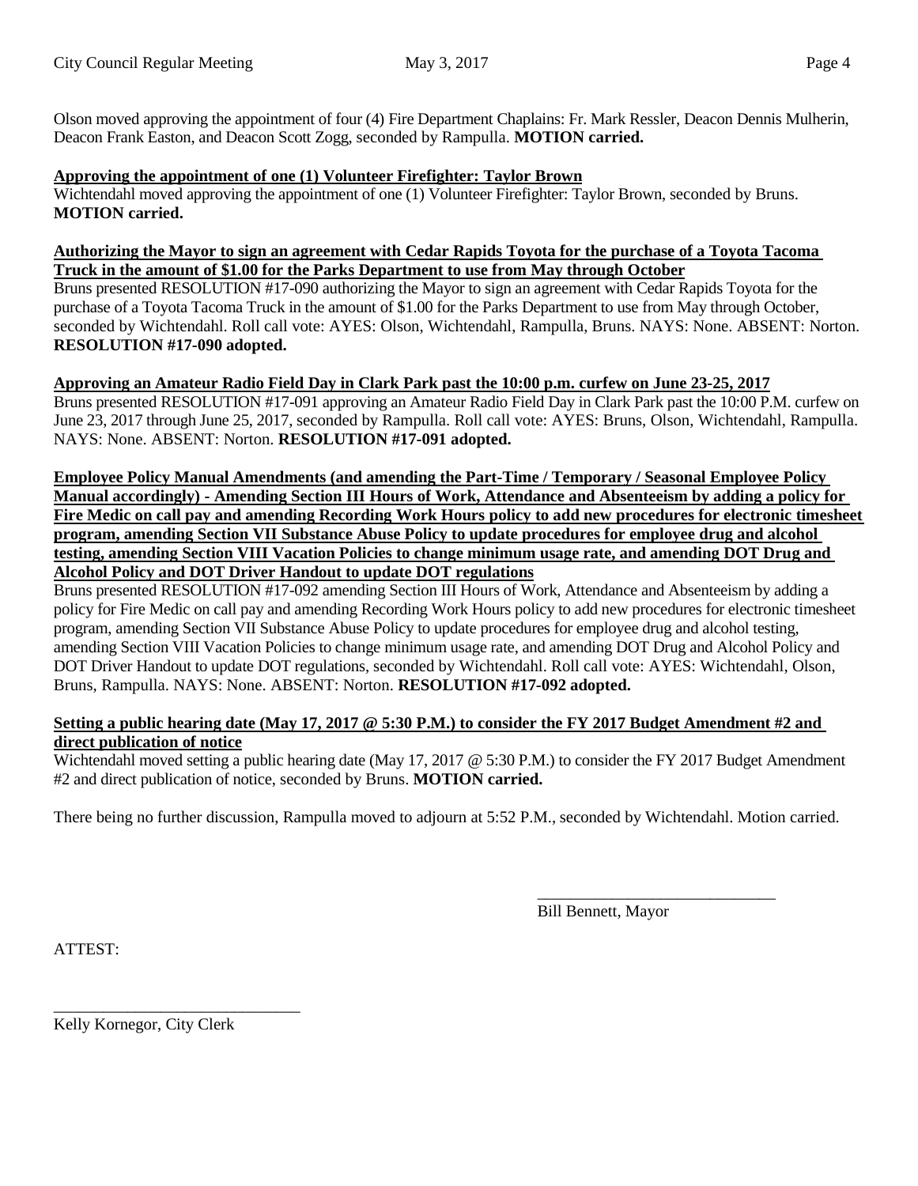Olson moved approving the appointment of four (4) Fire Department Chaplains: Fr. Mark Ressler, Deacon Dennis Mulherin, Deacon Frank Easton, and Deacon Scott Zogg, seconded by Rampulla. **MOTION carried.**

**Approving the appointment of one (1) Volunteer Firefighter: Taylor Brown**

Wichtendahl moved approving the appointment of one (1) Volunteer Firefighter: Taylor Brown, seconded by Bruns. **MOTION carried.**

**Authorizing the Mayor to sign an agreement with Cedar Rapids Toyota for the purchase of a Toyota Tacoma Truck in the amount of $1.00 for the Parks Department to use from May through October**

Bruns presented RESOLUTION #17-090 authorizing the Mayor to sign an agreement with Cedar Rapids Toyota for the purchase of a Toyota Tacoma Truck in the amount of $1.00 for the Parks Department to use from May through October, seconded by Wichtendahl. Roll call vote: AYES: Olson, Wichtendahl, Rampulla, Bruns. NAYS: None. ABSENT: Norton. **RESOLUTION #17-090 adopted.**

**Approving an Amateur Radio Field Day in Clark Park past the 10:00 p.m. curfew on June 23-25, 2017**

Bruns presented RESOLUTION #17-091 approving an Amateur Radio Field Day in Clark Park past the 10:00 P.M. curfew on June 23, 2017 through June 25, 2017, seconded by Rampulla. Roll call vote: AYES: Bruns, Olson, Wichtendahl, Rampulla. NAYS: None. ABSENT: Norton. **RESOLUTION #17-091 adopted.**

**Employee Policy Manual Amendments (and amending the Part-Time / Temporary / Seasonal Employee Policy Manual accordingly) - Amending Section III Hours of Work, Attendance and Absenteeism by adding a policy for Fire Medic on call pay and amending Recording Work Hours policy to add new procedures for electronic timesheet program, amending Section VII Substance Abuse Policy to update procedures for employee drug and alcohol testing, amending Section VIII Vacation Policies to change minimum usage rate, and amending DOT Drug and Alcohol Policy and DOT Driver Handout to update DOT regulations**

Bruns presented RESOLUTION #17-092 amending Section III Hours of Work, Attendance and Absenteeism by adding a policy for Fire Medic on call pay and amending Recording Work Hours policy to add new procedures for electronic timesheet program, amending Section VII Substance Abuse Policy to update procedures for employee drug and alcohol testing, amending Section VIII Vacation Policies to change minimum usage rate, and amending DOT Drug and Alcohol Policy and DOT Driver Handout to update DOT regulations, seconded by Wichtendahl. Roll call vote: AYES: Wichtendahl, Olson, Bruns, Rampulla. NAYS: None. ABSENT: Norton. **RESOLUTION #17-092 adopted.**

**Setting a public hearing date (May 17, 2017 @ 5:30 P.M.) to consider the FY 2017 Budget Amendment #2 and direct publication of notice**

Wichtendahl moved setting a public hearing date (May 17, 2017 @ 5:30 P.M.) to consider the FY 2017 Budget Amendment #2 and direct publication of notice, seconded by Bruns. **MOTION carried.**

There being no further discussion, Rampulla moved to adjourn at 5:52 P.M., seconded by Wichtendahl. Motion carried.

\_\_\_\_\_\_\_\_\_\_\_\_\_\_\_\_\_\_\_\_\_\_\_\_\_\_\_\_\_\_
Bill Bennett, Mayor

ATTEST:

\_\_\_\_\_\_\_\_\_\_\_\_\_\_\_\_\_\_\_\_\_\_\_\_\_\_\_\_\_\_
Kelly Kornegor, City Clerk